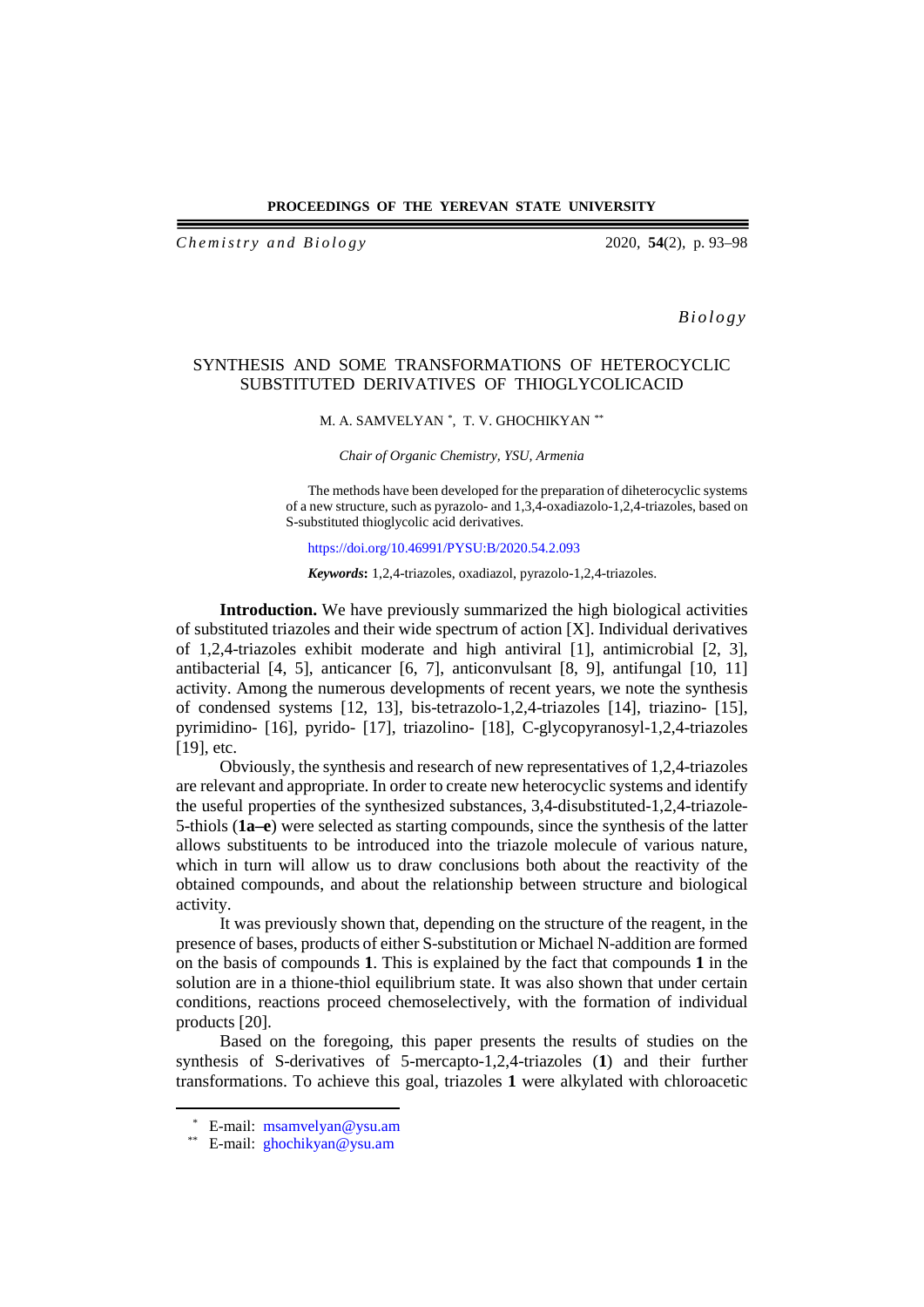*Biology*

# SYNTHESIS AND SOME TRANSFORMATIONS OF HETEROCYCLIC SUBSTITUTED DERIVATIVES OF THIOGLYCOLICACID

M. A. SAMVELYAN [*], T. V. GHOCHIKYAN [**]

*Chair of Organic Chemistry, YSU, Armenia*

The methods have been developed for the preparation of diheterocyclic systems of a new structure, such as pyrazolo- and 1,3,4-oxadiazolo-1,2,4-triazoles, based on S-substituted thioglycolic acid derivatives.

https://doi.org/10.46991/PYSU:B/2020.54.2.093

***Keywords*:** 1,2,4-triazoles, oxadiazol, pyrazolo-1,2,4-triazoles.

**Introduction.** We have previously summarized the high biological activities of substituted triazoles and their wide spectrum of action [X]. Individual derivatives of 1,2,4-triazoles exhibit moderate and high antiviral [1], antimicrobial [2, 3], antibacterial [4, 5], anticancer [6, 7], anticonvulsant [8, 9], antifungal [10, 11] activity. Among the numerous developments of recent years, we note the synthesis of condensed systems [12, 13], bis-tetrazolo-1,2,4-triazoles [14], triazino- [15], pyrimidino- [16], pyrido- [17], triazolino- [18], C-glycopyranosyl-1,2,4-triazoles [19], etc.

Obviously, the synthesis and research of new representatives of 1,2,4-triazoles are relevant and appropriate. In order to create new heterocyclic systems and identify the useful properties of the synthesized substances, 3,4-disubstituted-1,2,4-triazole-5-thiols (**1a–e**) were selected as starting compounds, since the synthesis of the latter allows substituents to be introduced into the triazole molecule of various nature, which in turn will allow us to draw conclusions both about the reactivity of the obtained compounds, and about the relationship between structure and biological activity.

It was previously shown that, depending on the structure of the reagent, in the presence of bases, products of either S-substitution or Michael N-addition are formed on the basis of compounds **1**. This is explained by the fact that compounds **1** in the solution are in a thione-thiol equilibrium state. It was also shown that under certain conditions, reactions proceed chemoselectively, with the formation of individual products [20].

Based on the foregoing, this paper presents the results of studies on the synthesis of S-derivatives of 5-mercapto-1,2,4-triazoles (**1**) and their further transformations. To achieve this goal, triazoles **1** were alkylated with chloroacetic

[*] E-mail: msamvelyan@ysu.am

[**] E-mail: ghochikyan@ysu.am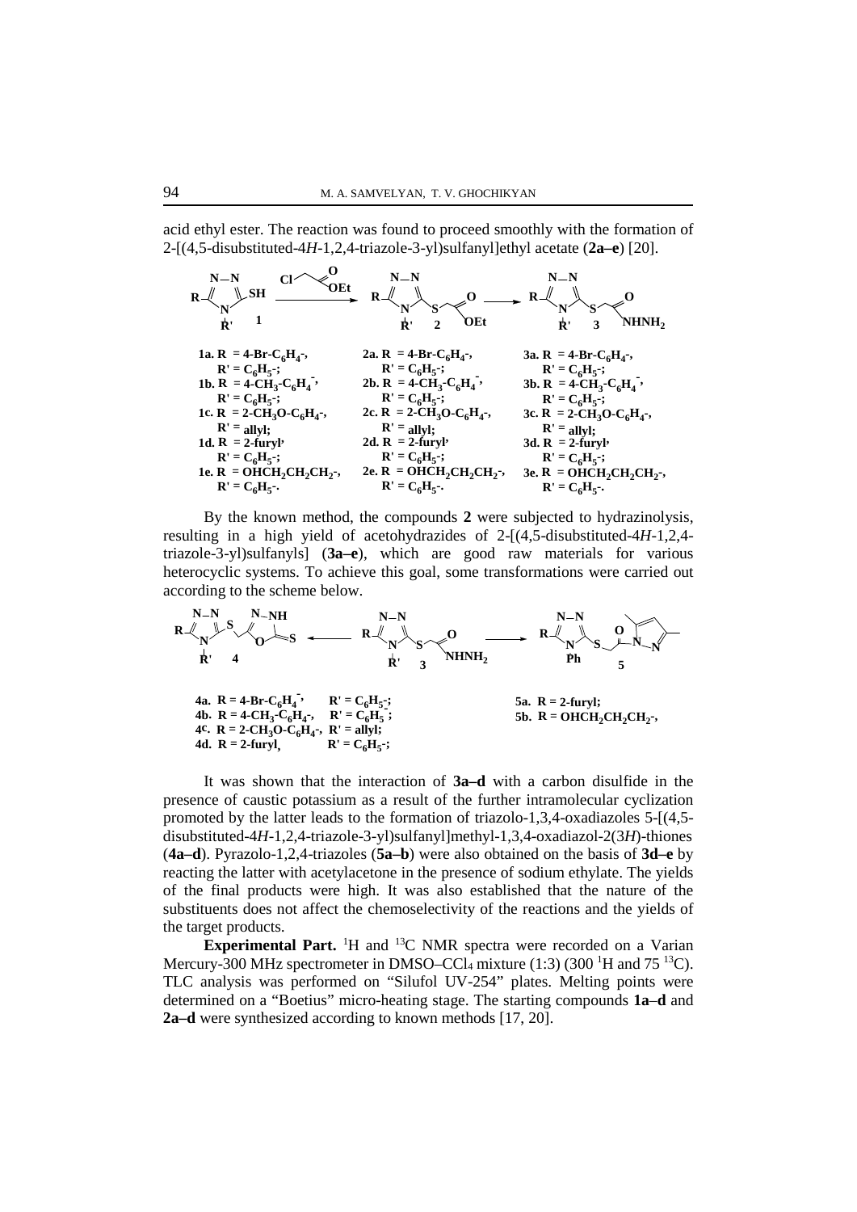acid ethyl ester. The reaction was found to proceed smoothly with the formation of 2-[(4,5-disubstituted-4*H*-1,2,4-triazole-3-yl)sulfanyl]ethyl acetate (**2a–e**) [20].

**1a.** R = 4-Br-$C_6H_4$-, R' = $C_6H_5$-;
**1b.** R = 4-$CH_3$-$C_6H_4$-, R' = $C_6H_5$-;
**1c.** R = 2-$CH_3O$-$C_6H_4$-, R' = allyl;
**1d.** R = 2-furyl, R' = $C_6H_5$-;
**1e.** R = $OHCH_2CH_2CH_2$-, R' = $C_6H_5$-.

**2a.** R = 4-Br-$C_6H_4$-, R' = $C_6H_5$-;
**2b.** R = 4-$CH_3$-$C_6H_4$-, R' = $C_6H_5$-;
**2c.** R = 2-$CH_3O$-$C_6H_4$-, R' = allyl;
**2d.** R = 2-furyl, R' = $C_6H_5$-;
**2e.** R = $OHCH_2CH_2CH_2$-, R' = $C_6H_5$-.

**3a.** R = 4-Br-$C_6H_4$-, R' = $C_6H_5$-;
**3b.** R = 4-$CH_3$-$C_6H_4$-, R' = $C_6H_5$-;
**3c.** R = 2-$CH_3O$-$C_6H_4$-, R' = allyl;
**3d.** R = 2-furyl, R' = $C_6H_5$-;
**3e.** R = $OHCH_2CH_2CH_2$-, R' = $C_6H_5$-.

By the known method, the compounds **2** were subjected to hydrazinolysis, resulting in a high yield of acetohydrazides of 2-[(4,5-disubstituted-4*H*-1,2,4-triazole-3-yl)sulfanyls] (**3a–e**), which are good raw materials for various heterocyclic systems. To achieve this goal, some transformations were carried out according to the scheme below.

**4a.** R = 4-Br-$C_6H_4$-, R' = $C_6H_5$-;
**4b.** R = 4-$CH_3$-$C_6H_4$-, R' = $C_6H_5$-;
**4c.** R = 2-$CH_3O$-$C_6H_4$-, R' = allyl;
**4d.** R = 2-furyl, R' = $C_6H_5$-;

**5a.** R = 2-furyl;
**5b.** R = $OHCH_2CH_2CH_2$-,

It was shown that the interaction of **3a–d** with a carbon disulfide in the presence of caustic potassium as a result of the further intramolecular cyclization promoted by the latter leads to the formation of triazolo-1,3,4-oxadiazoles 5-[(4,5-disubstituted-4*H*-1,2,4-triazole-3-yl)sulfanyl]methyl-1,3,4-oxadiazol-2(3*H*)-thiones (**4a–d**). Pyrazolo-1,2,4-triazoles (**5a–b**) were also obtained on the basis of **3d–e** by reacting the latter with acetylacetone in the presence of sodium ethylate. The yields of the final products were high. It was also established that the nature of the substituents does not affect the chemoselectivity of the reactions and the yields of the target products.

**Experimental Part.** $^1$H and $^{13}$C NMR spectra were recorded on a Varian Mercury-300 MHz spectrometer in DMSO–$CCl_4$ mixture (1:3) (300 $^1$H and 75 $^{13}$C). TLC analysis was performed on "Silufol UV-254" plates. Melting points were determined on a "Boetius" micro-heating stage. The starting compounds **1a**–**d** and **2a–d** were synthesized according to known methods [17, 20].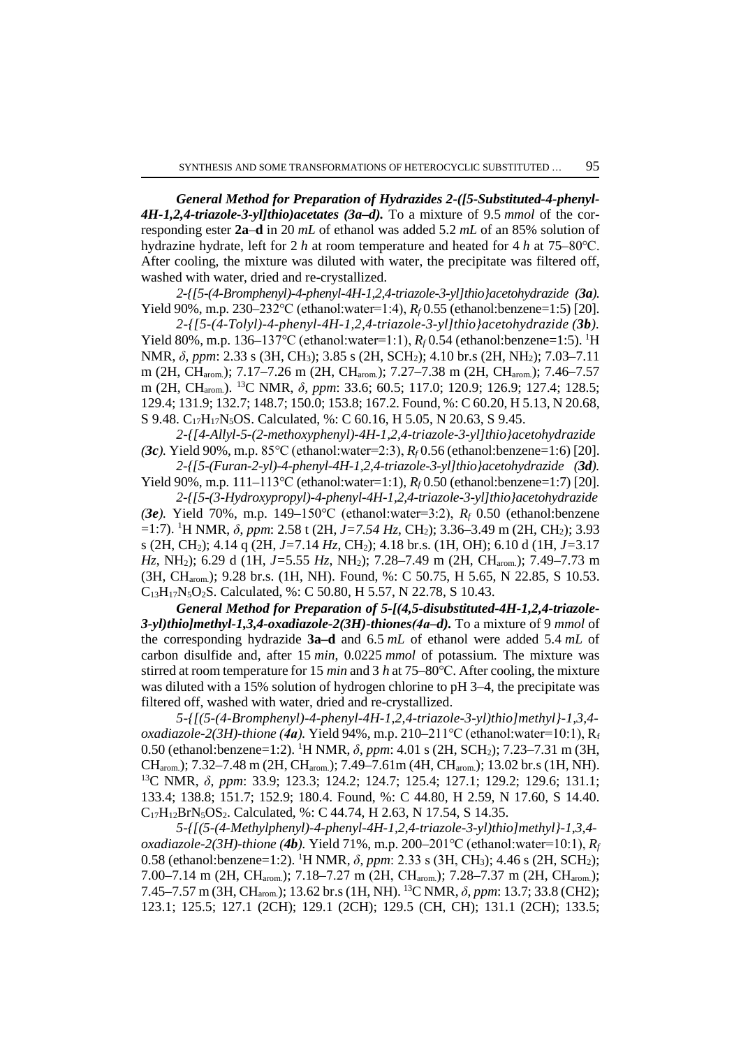***General Method for Preparation of Hydrazides 2-([5-Substituted-4-phenyl-4H-1,2,4-triazole-3-yl]thio)acetates (3a–d).*** To a mixture of 9.5 *mmol* of the corresponding ester **2a**–**d** in 20 *mL* of ethanol was added 5.2 *mL* of an 85% solution of hydrazine hydrate, left for 2 *h* at room temperature and heated for 4 *h* at 75–80°C. After cooling, the mixture was diluted with water, the precipitate was filtered off, washed with water, dried and re-crystallized.

*2-{[5-(4-Bromphenyl)-4-phenyl-4H-1,2,4-triazole-3-yl]thio}acetohydrazide (**3a**).* Yield 90%, m.p. 230–232°C (ethanol:water=1:4), $R_f$ 0.55 (ethanol:benzene=1:5) [20].

*2-{[5-(4-Tolyl)-4-phenyl-4H-1,2,4-triazole-3-yl]thio}acetohydrazide (**3b**).* Yield 80%, m.p. 136–137°C (ethanol:water=1:1), $R_f$ 0.54 (ethanol:benzene=1:5). $^1$H NMR, *δ*, *ppm*: 2.33 s (3H, $CH_3$); 3.85 s (2H, $SCH_2$); 4.10 br.s (2H, $NH_2$); 7.03–7.11 m (2H, $CH_{arom.}$); 7.17–7.26 m (2H, $CH_{arom.}$); 7.27–7.38 m (2H, $CH_{arom.}$); 7.46–7.57 m (2H, $CH_{arom.}$). $^{13}$C NMR, *δ*, *ppm*: 33.6; 60.5; 117.0; 120.9; 126.9; 127.4; 128.5; 129.4; 131.9; 132.7; 148.7; 150.0; 153.8; 167.2. Found, %: C 60.20, H 5.13, N 20.68, S 9.48. $C_{17}H_{17}N_5OS$. Calculated, %: C 60.16, H 5.05, N 20.63, S 9.45.

*2-{[4-Allyl-5-(2-methoxyphenyl)-4H-1,2,4-triazole-3-yl]thio}acetohydrazide (**3c**).* Yield 90%, m.p. 85°C (ethanol:water=2:3), $R_f$ 0.56 (ethanol:benzene=1:6) [20].

*2-{[5-(Furan-2-yl)-4-phenyl-4H-1,2,4-triazole-3-yl]thio}acetohydrazide (**3d**).* Yield 90%, m.p. 111–113°C (ethanol:water=1:1), $R_f$ 0.50 (ethanol:benzene=1:7) [20].

*2-{[5-(3-Hydroxypropyl)-4-phenyl-4H-1,2,4-triazole-3-yl]thio}acetohydrazide (**3e**).* Yield 70%, m.p. 149–150°C (ethanol:water=3:2), $R_f$ 0.50 (ethanol:benzene =1:7). $^1$H NMR, *δ*, *ppm*: 2.58 t (2H, *J=7.54 Hz*, $CH_2$); 3.36–3.49 m (2H, $CH_2$); 3.93 s (2H, $CH_2$); 4.14 q (2H, *J*=7.14 *Hz*, $CH_2$); 4.18 br.s. (1H, OH); 6.10 d (1H, *J*=3.17 *Hz*, $NH_2$); 6.29 d (1H, *J*=5.55 *Hz*, $NH_2$); 7.28–7.49 m (2H, $CH_{arom.}$); 7.49–7.73 m (3H, $CH_{arom.}$); 9.28 br.s. (1H, NH). Found, %: C 50.75, H 5.65, N 22.85, S 10.53. $C_{13}H_{17}N_5O_2S$. Calculated, %: C 50.80, H 5.57, N 22.78, S 10.43.

***General Method for Preparation of 5-[(4,5-disubstituted-4H-1,2,4-triazole-3-yl)thio]methyl-1,3,4-oxadiazole-2(3H)-thiones(4a–d).*** To a mixture of 9 *mmol* of the corresponding hydrazide **3a–d** and 6.5 *mL* of ethanol were added 5.4 *mL* of carbon disulfide and, after 15 *min*, 0.0225 *mmol* of potassium. The mixture was stirred at room temperature for 15 *min* and 3 *h* at 75–80°C. After cooling, the mixture was diluted with a 15% solution of hydrogen chloride to pH 3–4, the precipitate was filtered off, washed with water, dried and re-crystallized.

*5-{[(5-(4-Bromphenyl)-4-phenyl-4H-1,2,4-triazole-3-yl)thio]methyl}-1,3,4-oxadiazole-2(3H)-thione (**4a**).* Yield 94%, m.p. 210–211°C (ethanol:water=10:1), $R_f$ 0.50 (ethanol:benzene=1:2). $^1$H NMR, *δ*, *ppm*: 4.01 s (2H, $SCH_2$); 7.23–7.31 m (3H, $CH_{arom.}$); 7.32–7.48 m (2H, $CH_{arom.}$); 7.49–7.61m (4H, $CH_{arom.}$); 13.02 br.s (1H, NH). $^{13}$C NMR, *δ*, *ppm*: 33.9; 123.3; 124.2; 124.7; 125.4; 127.1; 129.2; 129.6; 131.1; 133.4; 138.8; 151.7; 152.9; 180.4. Found, %: C 44.80, H 2.59, N 17.60, S 14.40. $C_{17}H_{12}BrN_5OS_2$. Calculated, %: C 44.74, H 2.63, N 17.54, S 14.35.

*5-{[(5-(4-Methylphenyl)-4-phenyl-4H-1,2,4-triazole-3-yl)thio]methyl}-1,3,4-oxadiazole-2(3H)-thione (**4b**).* Yield 71%, m.p. 200–201°C (ethanol:water=10:1), $R_f$ 0.58 (ethanol:benzene=1:2). $^1$H NMR, *δ*, *ppm*: 2.33 s (3H, $CH_3$); 4.46 s (2H, $SCH_2$); 7.00–7.14 m (2H, $CH_{arom.}$); 7.18–7.27 m (2H, $CH_{arom.}$); 7.28–7.37 m (2H, $CH_{arom.}$); 7.45–7.57 m (3H, $CH_{arom.}$); 13.62 br.s (1H, NH). $^{13}$C NMR, *δ*, *ppm*: 13.7; 33.8 (CH2); 123.1; 125.5; 127.1 (2CH); 129.1 (2CH); 129.5 (CH, CH); 131.1 (2CH); 133.5;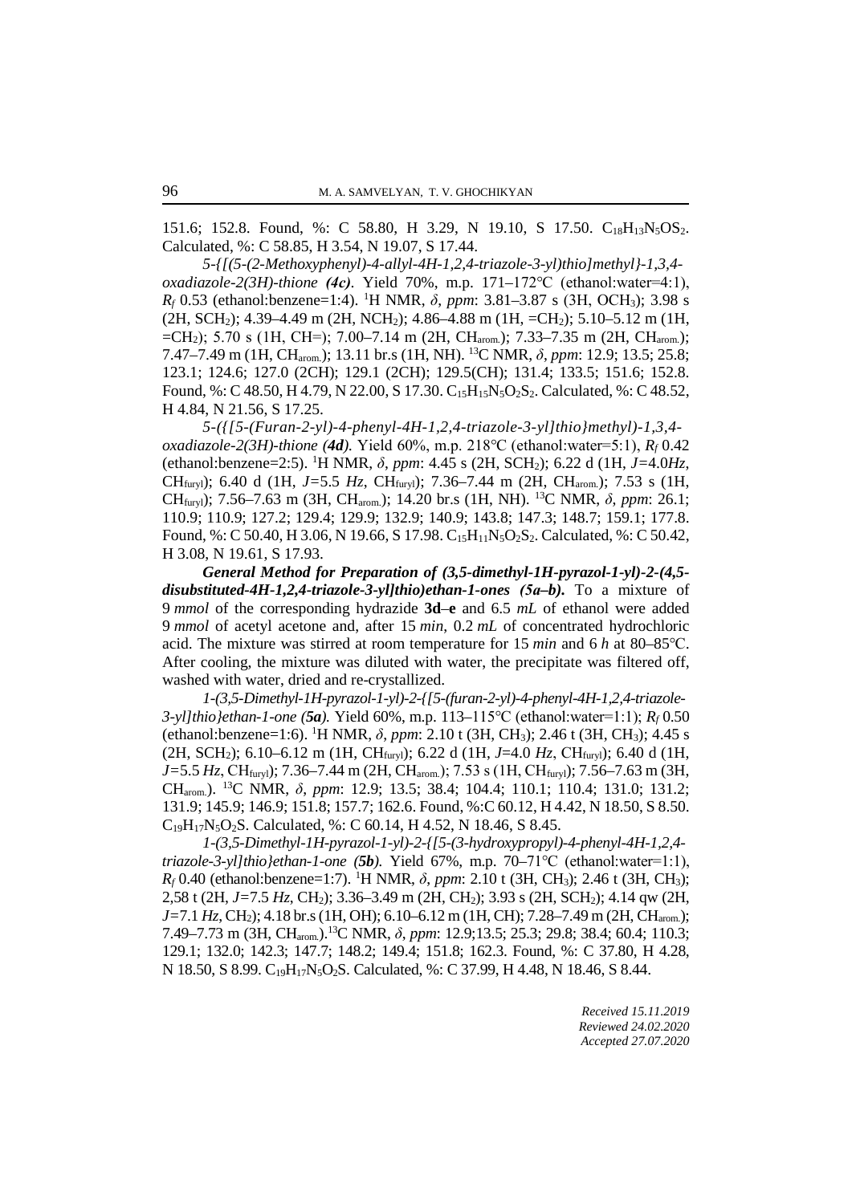151.6; 152.8. Found, %: C 58.80, H 3.29, N 19.10, S 17.50. $C_{18}H_{13}N_5OS_2$. Calculated, %: C 58.85, H 3.54, N 19.07, S 17.44.

*5-{[(5-(2-Methoxyphenyl)-4-allyl-4H-1,2,4-triazole-3-yl)thio]methyl}-1,3,4-oxadiazole-2(3H)-thione **(4c)***. Yield 70%, m.p. 171–172°C (ethanol:water=4:1), $R_f$ 0.53 (ethanol:benzene=1:4). [1]H NMR, *δ*, *ppm*: 3.81–3.87 s (3H, $OCH_3$); 3.98 s (2H, $SCH_2$); 4.39–4.49 m (2H, $NCH_2$); 4.86–4.88 m (1H, $=CH_2$); 5.10–5.12 m (1H, $=CH_2$); 5.70 s (1H, CH=); 7.00–7.14 m (2H, $CH_{arom.}$); 7.33–7.35 m (2H, $CH_{arom.}$); 7.47–7.49 m (1H, $CH_{arom.}$); 13.11 br.s (1H, NH). [13]C NMR, *δ*, *ppm*: 12.9; 13.5; 25.8; 123.1; 124.6; 127.0 (2CH); 129.1 (2CH); 129.5(CH); 131.4; 133.5; 151.6; 152.8. Found, %: C 48.50, H 4.79, N 22.00, S 17.30. $C_{15}H_{15}N_5O_2S_2$. Calculated, %: C 48.52, H 4.84, N 21.56, S 17.25.

*5-({[5-(Furan-2-yl)-4-phenyl-4H-1,2,4-triazole-3-yl]thio}methyl)-1,3,4-oxadiazole-2(3H)-thione (**4d**).* Yield 60%, m.p. 218°C (ethanol:water=5:1), $R_f$ 0.42 (ethanol:benzene=2:5). [1]H NMR, *δ*, *ppm*: 4.45 s (2H, $SCH_2$); 6.22 d (1H, *J*=4.0*Hz*, $CH_{furyl}$); 6.40 d (1H, *J*=5.5 *Hz*, $CH_{furyl}$); 7.36–7.44 m (2H, $CH_{arom.}$); 7.53 s (1H, $CH_{furyl}$); 7.56–7.63 m (3H, $CH_{arom.}$); 14.20 br.s (1H, NH). [13]C NMR, *δ*, *ppm*: 26.1; 110.9; 110.9; 127.2; 129.4; 129.9; 132.9; 140.9; 143.8; 147.3; 148.7; 159.1; 177.8. Found, %: C 50.40, H 3.06, N 19.66, S 17.98. $C_{15}H_{11}N_5O_2S_2$. Calculated, %: C 50.42, H 3.08, N 19.61, S 17.93.

***General Method for Preparation of (3,5-dimethyl-1H-pyrazol-1-yl)-2-(4,5-disubstituted-4H-1,2,4-triazole-3-yl]thio)ethan-1-ones (5a–b).*** To a mixture of 9 *mmol* of the corresponding hydrazide **3d**–**e** and 6.5 *mL* of ethanol were added 9 *mmol* of acetyl acetone and, after 15 *min*, 0.2 *mL* of concentrated hydrochloric acid. The mixture was stirred at room temperature for 15 *min* and 6 *h* at 80–85°C. After cooling, the mixture was diluted with water, the precipitate was filtered off, washed with water, dried and re-crystallized.

*1-(3,5-Dimethyl-1H-pyrazol-1-yl)-2-{[5-(furan-2-yl)-4-phenyl-4H-1,2,4-triazole-3-yl]thio}ethan-1-one (**5a**).* Yield 60%, m.p. 113–115°C (ethanol:water=1:1); $R_f$ 0.50 (ethanol:benzene=1:6). [1]H NMR, *δ*, *ppm*: 2.10 t (3H, $CH_3$); 2.46 t (3H, $CH_3$); 4.45 s (2H, $SCH_2$); 6.10–6.12 m (1H, $CH_{furyl}$); 6.22 d (1H, *J*=4.0 *Hz*, $CH_{furyl}$); 6.40 d (1H, *J*=5.5 *Hz*, $CH_{furyl}$); 7.36–7.44 m (2H, $CH_{arom.}$); 7.53 s (1H, $CH_{furyl}$); 7.56–7.63 m (3H, $CH_{arom.}$). [13]C NMR, *δ*, *ppm*: 12.9; 13.5; 38.4; 104.4; 110.1; 110.4; 131.0; 131.2; 131.9; 145.9; 146.9; 151.8; 157.7; 162.6. Found, %:C 60.12, H 4.42, N 18.50, S 8.50. $C_{19}H_{17}N_5O_2S$. Calculated, %: C 60.14, H 4.52, N 18.46, S 8.45.

*1-(3,5-Dimethyl-1H-pyrazol-1-yl)-2-{[5-(3-hydroxypropyl)-4-phenyl-4H-1,2,4-triazole-3-yl]thio}ethan-1-one (**5b**).* Yield 67%, m.p. 70–71°C (ethanol:water=1:1), $R_f$ 0.40 (ethanol:benzene=1:7). [1]H NMR, *δ*, *ppm*: 2.10 t (3H, $CH_3$); 2.46 t (3H, $CH_3$); 2,58 t (2H, *J*=7.5 *Hz*, $CH_2$); 3.36–3.49 m (2H, $CH_2$); 3.93 s (2H, $SCH_2$); 4.14 qw (2H, *J*=7.1 *Hz*, $CH_2$); 4.18 br.s (1H, OH); 6.10–6.12 m (1H, CH); 7.28–7.49 m (2H, $CH_{arom.}$); 7.49–7.73 m (3H, $CH_{arom.}$).[13]C NMR, *δ*, *ppm*: 12.9;13.5; 25.3; 29.8; 38.4; 60.4; 110.3; 129.1; 132.0; 142.3; 147.7; 148.2; 149.4; 151.8; 162.3. Found, %: C 37.80, H 4.28, N 18.50, S 8.99. $C_{19}H_{17}N_5O_2S$. Calculated, %: C 37.99, H 4.48, N 18.46, S 8.44.

*Received 15.11.2019*
*Reviewed 24.02.2020*
*Accepted 27.07.2020*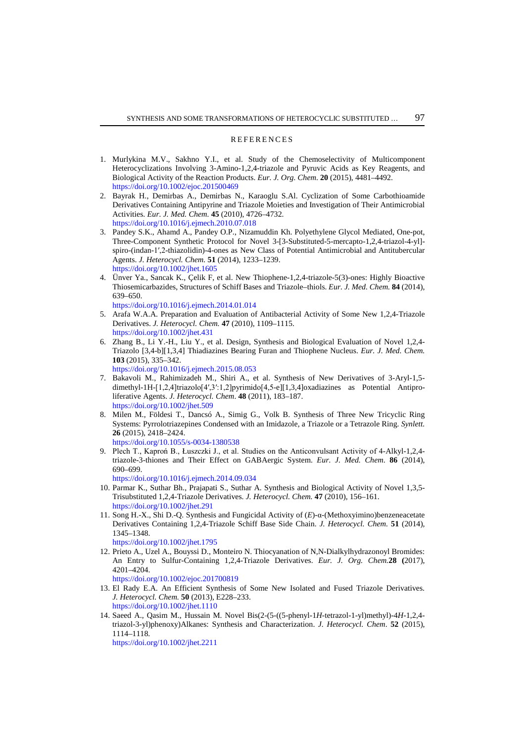## REFERENCES

1. Murlykina M.V., Sakhno Y.I., et al. Study of the Chemoselectivity of Multicomponent Heterocyclizations Involving 3-Amino-1,2,4-triazole and Pyruvic Acids as Key Reagents, and Biological Activity of the Reaction Products. *Eur. J. Org. Chem.* **20** (2015), 4481–4492. https://doi.org/10.1002/ejoc.201500469
2. Bayrak H., Demirbas A., Demirbas N., Karaoglu S.Al. Cyclization of Some Carbothioamide Derivatives Containing Antipyrine and Triazole Moieties and Investigation of Their Antimicrobial Activities. *Eur. J. Med. Chem.* **45** (2010), 4726–4732. https://doi.org/10.1016/j.ejmech.2010.07.018
3. Pandey S.K., Ahamd A., Pandey O.P., Nizamuddin Kh. Polyethylene Glycol Mediated, One-pot, Three-Component Synthetic Protocol for Novel 3-[3-Substituted-5-mercapto-1,2,4-triazol-4-yl]-spiro-(indan-1′,2-thiazolidin)-4-ones as New Class of Potential Antimicrobial and Antitubercular Agents. *J. Heterocycl. Chem.* **51** (2014), 1233–1239. https://doi.org/10.1002/jhet.1605
4. Ünver Ya., Sancak K., Çelik F, et al. New Thiophene-1,2,4-triazole-5(3)-ones: Highly Bioactive Thiosemicarbazides, Structures of Schiff Bases and Triazole–thiols. *Eur. J. Med. Chem.* **84** (2014), 639–650. https://doi.org/10.1016/j.ejmech.2014.01.014
5. Arafa W.A.A. Preparation and Evaluation of Antibacterial Activity of Some New 1,2,4-Triazole Derivatives. *J. Heterocycl. Chem.* **47** (2010), 1109–1115. https://doi.org/10.1002/jhet.431
6. Zhang B., Li Y.-H., Liu Y., et al. Design, Synthesis and Biological Evaluation of Novel 1,2,4-Triazolo [3,4-b][1,3,4] Thiadiazines Bearing Furan and Thiophene Nucleus. *Eur. J. Med. Chem.* **103** (2015), 335–342. https://doi.org/10.1016/j.ejmech.2015.08.053
7. Bakavoli M., Rahimizadeh M., Shiri A., et al. Synthesis of New Derivatives of 3-Aryl-1,5-dimethyl-1H-[1,2,4]triazolo[4′,3′:1,2]pyrimido[4,5-e][1,3,4]oxadiazines as Potential Antiproliferative Agents. *J. Heterocycl. Chem*. **48** (2011), 183–187. https://doi.org/10.1002/jhet.509
8. Milen M., Földesi T., Dancsó A., Simig G., Volk B. Synthesis of Three New Tricyclic Ring Systems: Pyrrolotriazepines Condensed with an Imidazole, a Triazole or a Tetrazole Ring. *Synlett.* **26** (2015), 2418–2424. https://doi.org/10.1055/s-0034-1380538
9. Plech T., Kaproń B., Łuszczki J., et al. Studies on the Anticonvulsant Activity of 4-Alkyl-1,2,4-triazole-3-thiones and Their Effect on GABAergic System. *Eur. J. Med. Chem.* **86** (2014), 690–699. https://doi.org/10.1016/j.ejmech.2014.09.034
10. Parmar K., Suthar Bh., Prajapati S., Suthar A. Synthesis and Biological Activity of Novel 1,3,5-Trisubstituted 1,2,4-Triazole Derivatives. *J. Heterocycl. Chem.* **47** (2010), 156–161. https://doi.org/10.1002/jhet.291
11. Song H.-X., Shi D.-Q. Synthesis and Fungicidal Activity of (*E*)-α-(Methoxyimino)benzeneacetate Derivatives Containing 1,2,4-Triazole Schiff Base Side Chain. *J. Heterocycl. Chem.* **51** (2014), 1345–1348. https://doi.org/10.1002/jhet.1795
12. Prieto A., Uzel A., Bouyssi D., Monteiro N. Thiocyanation of N,N-Dialkylhydrazonoyl Bromides: An Entry to Sulfur-Containing 1,2,4-Triazole Derivatives. *Eur. J. Org. Chem.***28** **(**2017), 4201–4204. https://doi.org/10.1002/ejoc.201700819
13. El Rady E.A. An Efficient Synthesis of Some New Isolated and Fused Triazole Derivatives. *J. Heterocycl. Chem.* **50** (2013), E228–233. https://doi.org/10.1002/jhet.1110
14. Saeed A., Qasim M., Hussain M. Novel Bis(2-(5-((5-phenyl-1*H*-tetrazol-1-yl)methyl)-4*H*-1,2,4-triazol-3-yl)phenoxy)Alkanes: Synthesis and Characterization. *J. Heterocycl. Chem*. **52** (2015), 1114–1118. https://doi.org/10.1002/jhet.2211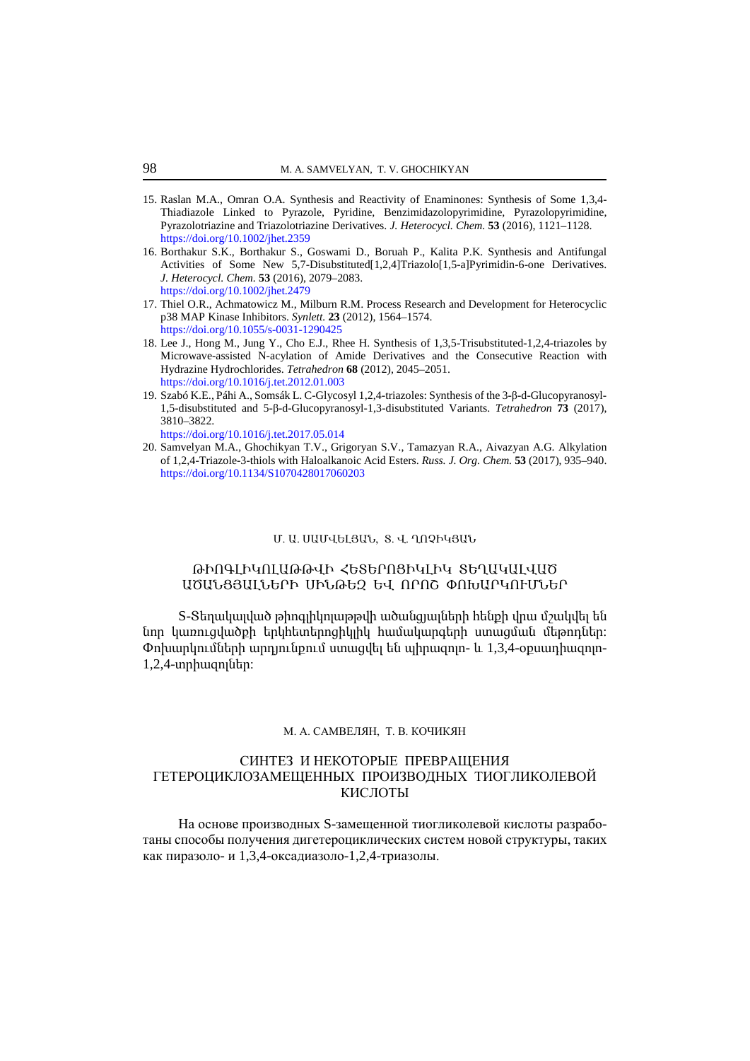15. Raslan M.A., Omran O.A. Synthesis and Reactivity of Enaminones: Synthesis of Some 1,3,4-Thiadiazole Linked to Pyrazole, Pyridine, Benzimidazolopyrimidine, Pyrazolopyrimidine, Pyrazolotriazine and Triazolotriazine Derivatives. *J. Heterocycl. Chem.* **53** (2016), 1121–1128. https://doi.org/10.1002/jhet.2359
16. Borthakur S.K., Borthakur S., Goswami D., Boruah P., Kalita P.K. Synthesis and Antifungal Activities of Some New 5,7-Disubstituted[1,2,4]Triazolo[1,5-a]Pyrimidin-6-one Derivatives. *J. Heterocycl. Chem.* **53** (2016), 2079–2083. https://doi.org/10.1002/jhet.2479
17. Thiel O.R., Achmatowicz M., Milburn R.M. Process Research and Development for Heterocyclic p38 MAP Kinase Inhibitors. *Synlett.* **23** (2012), 1564–1574. https://doi.org/10.1055/s-0031-1290425
18. Lee J., Hong M., Jung Y., Cho E.J., Rhee H. Synthesis of 1,3,5-Trisubstituted-1,2,4-triazoles by Microwave-assisted N-acylation of Amide Derivatives and the Consecutive Reaction with Hydrazine Hydrochlorides. *Tetrahedron* **68** (2012), 2045–2051. https://doi.org/10.1016/j.tet.2012.01.003
19. Szabó K.E., Páhi A., Somsák L. C-Glycosyl 1,2,4-triazoles: Synthesis of the 3-β-d-Glucopyranosyl-1,5-disubstituted and 5-β-d-Glucopyranosyl-1,3-disubstituted Variants. *Tetrahedron* **73** (2017), 3810–3822. https://doi.org/10.1016/j.tet.2017.05.014
20. Samvelyan M.A., Ghochikyan T.V., Grigoryan S.V., Tamazyan R.A., Aivazyan A.G. Alkylation of 1,2,4-Triazole-3-thiols with Haloalkanoic Acid Esters. *Russ. J. Org. Chem.* **53** (2017), 935–940. https://doi.org/10.1134/S1070428017060203

Մ. Ա. ՍԱՄՎԵԼՅԱՆ, Տ. Վ. ՂՈՉԻԿՅԱՆ

## ԹԻՈԳԼԻԿՈԼԱԹԹՎԻ ՀԵՏԵՐՈՑԻԿԼԻԿ ՏԵՂԱԿԱԼՎԱԾ ԱԾԱՆՑՅԱԼՆԵՐԻ ՍԻՆԹԵԶ ԵՎ ՈՐՈՇ ՓՈԽԱՐԿՈՒՄՆԵՐ

S-Տեղակալված թիոգլիկոլաթթվի ածանցյալների հենքի վրա մշակվել են նոր կառուցվածքի երկհետերոցիկլիկ համակարգերի ստացման մեթոդներ: Փոխարկումների արդյունքում ստացվել են պիրազոլո- և 1,3,4-օքսադիազոլո-1,2,4-տրիազոլներ:

М. А. САМВЕЛЯН, Т. В. КОЧИКЯН

## СИНТЕЗ И НЕКОТОРЫЕ ПРЕВРАЩЕНИЯ ГЕТЕРОЦИКЛОЗАМЕЩЕННЫХ ПРОИЗВОДНЫХ ТИОГЛИКОЛЕВОЙ КИСЛОТЫ

На основе производных S-замещенной тиогликолевой кислоты разработаны способы получения дигетероциклических систем новой структуры, таких как пиразоло- и 1,3,4-оксадиазоло-1,2,4-триазолы.